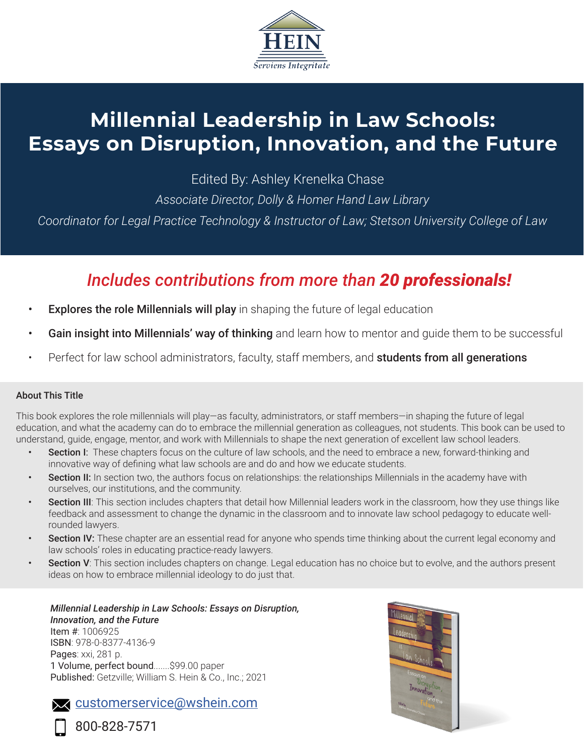HEIN

*Serviens Integritate*

# Millennial Leadership in Law Schools: Essays on Disruption, Innovation, and the Future

Edited By: Ashley Krenelka Chase

*Associate Director, Dolly & Homer Hand Law Library*

*Coordinator for Legal Practice Technology & Instructor of Law; Stetson University College of Law*

## *Includes contributions from more than **20 professionals!***

- **Explores the role Millennials will play** in shaping the future of legal education
- **Gain insight into Millennials' way of thinking** and learn how to mentor and guide them to be successful
- Perfect for law school administrators, faculty, staff members, and **students from all generations**

### About This Title

This book explores the role millennials will play—as faculty, administrators, or staff members—in shaping the future of legal education, and what the academy can do to embrace the millennial generation as colleagues, not students. This book can be used to understand, guide, engage, mentor, and work with Millennials to shape the next generation of excellent law school leaders.

- **Section I:** These chapters focus on the culture of law schools, and the need to embrace a new, forward-thinking and innovative way of defining what law schools are and do and how we educate students.
- **Section II:** In section two, the authors focus on relationships: the relationships Millennials in the academy have with ourselves, our institutions, and the community.
- **Section III**: This section includes chapters that detail how Millennial leaders work in the classroom, how they use things like feedback and assessment to change the dynamic in the classroom and to innovate law school pedagogy to educate well-rounded lawyers.
- **Section IV:** These chapter are an essential read for anyone who spends time thinking about the current legal economy and law schools' roles in educating practice-ready lawyers.
- **Section V**: This section includes chapters on change. Legal education has no choice but to evolve, and the authors present ideas on how to embrace millennial ideology to do just that.

***Millennial Leadership in Law Schools: Essays on Disruption, Innovation, and the Future***
Item #: 1006925
ISBN: 978-0-8377-4136-9
Pages: xxi, 281 p.
1 Volume, perfect bound.......$99.00 paper
**Published:** Getzville; William S. Hein & Co., Inc.; 2021

customerservice@wshein.com

800-828-7571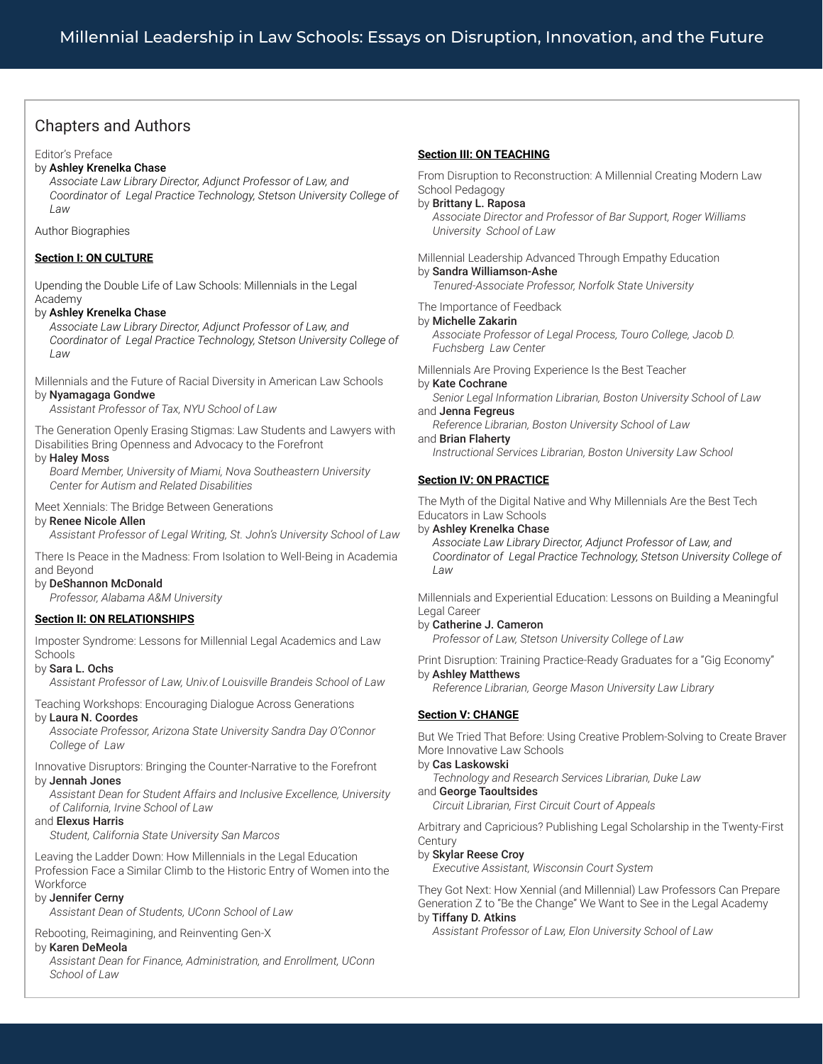# Millennial Leadership in Law Schools: Essays on Disruption, Innovation, and the Future

## Chapters and Authors

Editor's Preface
by **Ashley Krenelka Chase**
*Associate Law Library Director, Adjunct Professor of Law, and Coordinator of Legal Practice Technology, Stetson University College of Law*

Author Biographies

**Section I: ON CULTURE**

Upending the Double Life of Law Schools: Millennials in the Legal Academy
by **Ashley Krenelka Chase**
*Associate Law Library Director, Adjunct Professor of Law, and Coordinator of Legal Practice Technology, Stetson University College of Law*

Millennials and the Future of Racial Diversity in American Law Schools
by **Nyamagaga Gondwe**
*Assistant Professor of Tax, NYU School of Law*

The Generation Openly Erasing Stigmas: Law Students and Lawyers with Disabilities Bring Openness and Advocacy to the Forefront
by **Haley Moss**
*Board Member, University of Miami, Nova Southeastern University Center for Autism and Related Disabilities*

Meet Xennials: The Bridge Between Generations
by **Renee Nicole Allen**
*Assistant Professor of Legal Writing, St. John's University School of Law*

There Is Peace in the Madness: From Isolation to Well-Being in Academia and Beyond
by **DeShannon McDonald**
*Professor, Alabama A&M University*

**Section II: ON RELATIONSHIPS**

Imposter Syndrome: Lessons for Millennial Legal Academics and Law Schools
by **Sara L. Ochs**
*Assistant Professor of Law, Univ.of Louisville Brandeis School of Law*

Teaching Workshops: Encouraging Dialogue Across Generations
by **Laura N. Coordes**
*Associate Professor, Arizona State University Sandra Day O'Connor College of Law*

Innovative Disruptors: Bringing the Counter-Narrative to the Forefront
by **Jennah Jones**
*Assistant Dean for Student Affairs and Inclusive Excellence, University of California, Irvine School of Law*
and **Elexus Harris**
*Student, California State University San Marcos*

Leaving the Ladder Down: How Millennials in the Legal Education Profession Face a Similar Climb to the Historic Entry of Women into the Workforce
by **Jennifer Cerny**
*Assistant Dean of Students, UConn School of Law*

Rebooting, Reimagining, and Reinventing Gen-X
by **Karen DeMeola**
*Assistant Dean for Finance, Administration, and Enrollment, UConn School of Law*

**Section III: ON TEACHING**

From Disruption to Reconstruction: A Millennial Creating Modern Law School Pedagogy
by **Brittany L. Raposa**
*Associate Director and Professor of Bar Support, Roger Williams University School of Law*

Millennial Leadership Advanced Through Empathy Education
by **Sandra Williamson-Ashe**
*Tenured-Associate Professor, Norfolk State University*

The Importance of Feedback
by **Michelle Zakarin**
*Associate Professor of Legal Process, Touro College, Jacob D. Fuchsberg Law Center*

Millennials Are Proving Experience Is the Best Teacher
by **Kate Cochrane**
*Senior Legal Information Librarian, Boston University School of Law*
and **Jenna Fegreus**
*Reference Librarian, Boston University School of Law*
and **Brian Flaherty**
*Instructional Services Librarian, Boston University Law School*

**Section IV: ON PRACTICE**

The Myth of the Digital Native and Why Millennials Are the Best Tech Educators in Law Schools
by **Ashley Krenelka Chase**
*Associate Law Library Director, Adjunct Professor of Law, and Coordinator of Legal Practice Technology, Stetson University College of Law*

Millennials and Experiential Education: Lessons on Building a Meaningful Legal Career
by **Catherine J. Cameron**
*Professor of Law, Stetson University College of Law*

Print Disruption: Training Practice-Ready Graduates for a "Gig Economy"
by **Ashley Matthews**
*Reference Librarian, George Mason University Law Library*

**Section V: CHANGE**

But We Tried That Before: Using Creative Problem-Solving to Create Braver More Innovative Law Schools
by **Cas Laskowski**
*Technology and Research Services Librarian, Duke Law*
and **George Taoultsides**
*Circuit Librarian, First Circuit Court of Appeals*

Arbitrary and Capricious? Publishing Legal Scholarship in the Twenty-First Century
by **Skylar Reese Croy**
*Executive Assistant, Wisconsin Court System*

They Got Next: How Xennial (and Millennial) Law Professors Can Prepare Generation Z to "Be the Change" We Want to See in the Legal Academy
by **Tiffany D. Atkins**
*Assistant Professor of Law, Elon University School of Law*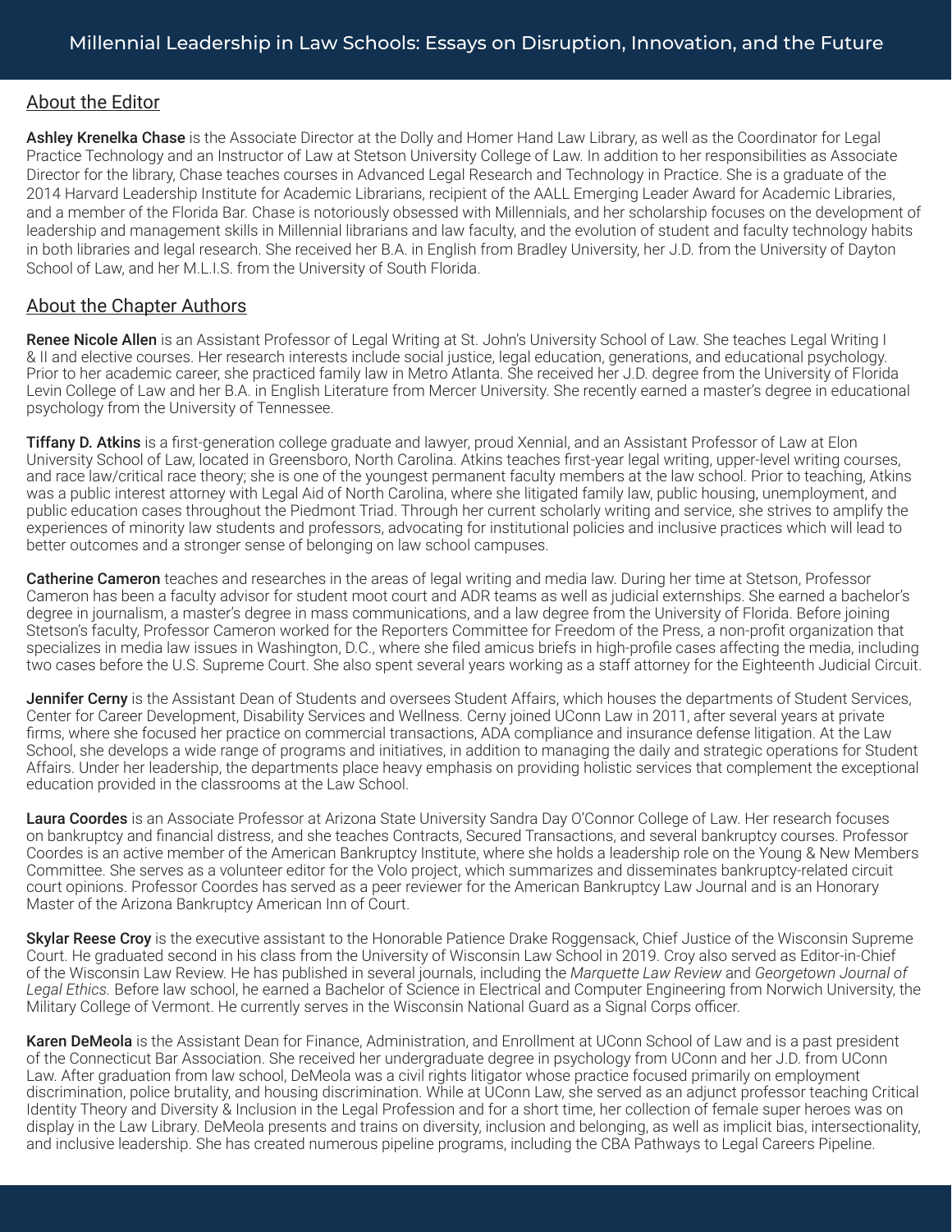## About the Editor

**Ashley Krenelka Chase** is the Associate Director at the Dolly and Homer Hand Law Library, as well as the Coordinator for Legal Practice Technology and an Instructor of Law at Stetson University College of Law. In addition to her responsibilities as Associate Director for the library, Chase teaches courses in Advanced Legal Research and Technology in Practice. She is a graduate of the 2014 Harvard Leadership Institute for Academic Librarians, recipient of the AALL Emerging Leader Award for Academic Libraries, and a member of the Florida Bar. Chase is notoriously obsessed with Millennials, and her scholarship focuses on the development of leadership and management skills in Millennial librarians and law faculty, and the evolution of student and faculty technology habits in both libraries and legal research. She received her B.A. in English from Bradley University, her J.D. from the University of Dayton School of Law, and her M.L.I.S. from the University of South Florida.

## About the Chapter Authors

**Renee Nicole Allen** is an Assistant Professor of Legal Writing at St. John's University School of Law. She teaches Legal Writing I & II and elective courses. Her research interests include social justice, legal education, generations, and educational psychology. Prior to her academic career, she practiced family law in Metro Atlanta. She received her J.D. degree from the University of Florida Levin College of Law and her B.A. in English Literature from Mercer University. She recently earned a master's degree in educational psychology from the University of Tennessee.

**Tiffany D. Atkins** is a first-generation college graduate and lawyer, proud Xennial, and an Assistant Professor of Law at Elon University School of Law, located in Greensboro, North Carolina. Atkins teaches first-year legal writing, upper-level writing courses, and race law/critical race theory; she is one of the youngest permanent faculty members at the law school. Prior to teaching, Atkins was a public interest attorney with Legal Aid of North Carolina, where she litigated family law, public housing, unemployment, and public education cases throughout the Piedmont Triad. Through her current scholarly writing and service, she strives to amplify the experiences of minority law students and professors, advocating for institutional policies and inclusive practices which will lead to better outcomes and a stronger sense of belonging on law school campuses.

**Catherine Cameron** teaches and researches in the areas of legal writing and media law. During her time at Stetson, Professor Cameron has been a faculty advisor for student moot court and ADR teams as well as judicial externships. She earned a bachelor's degree in journalism, a master's degree in mass communications, and a law degree from the University of Florida. Before joining Stetson's faculty, Professor Cameron worked for the Reporters Committee for Freedom of the Press, a non-profit organization that specializes in media law issues in Washington, D.C., where she filed amicus briefs in high-profile cases affecting the media, including two cases before the U.S. Supreme Court. She also spent several years working as a staff attorney for the Eighteenth Judicial Circuit.

**Jennifer Cerny** is the Assistant Dean of Students and oversees Student Affairs, which houses the departments of Student Services, Center for Career Development, Disability Services and Wellness. Cerny joined UConn Law in 2011, after several years at private firms, where she focused her practice on commercial transactions, ADA compliance and insurance defense litigation. At the Law School, she develops a wide range of programs and initiatives, in addition to managing the daily and strategic operations for Student Affairs. Under her leadership, the departments place heavy emphasis on providing holistic services that complement the exceptional education provided in the classrooms at the Law School.

**Laura Coordes** is an Associate Professor at Arizona State University Sandra Day O'Connor College of Law. Her research focuses on bankruptcy and financial distress, and she teaches Contracts, Secured Transactions, and several bankruptcy courses. Professor Coordes is an active member of the American Bankruptcy Institute, where she holds a leadership role on the Young & New Members Committee. She serves as a volunteer editor for the Volo project, which summarizes and disseminates bankruptcy-related circuit court opinions. Professor Coordes has served as a peer reviewer for the American Bankruptcy Law Journal and is an Honorary Master of the Arizona Bankruptcy American Inn of Court.

**Skylar Reese Croy** is the executive assistant to the Honorable Patience Drake Roggensack, Chief Justice of the Wisconsin Supreme Court. He graduated second in his class from the University of Wisconsin Law School in 2019. Croy also served as Editor-in-Chief of the Wisconsin Law Review. He has published in several journals, including the *Marquette Law Review* and *Georgetown Journal of Legal Ethics.* Before law school, he earned a Bachelor of Science in Electrical and Computer Engineering from Norwich University, the Military College of Vermont. He currently serves in the Wisconsin National Guard as a Signal Corps officer.

**Karen DeMeola** is the Assistant Dean for Finance, Administration, and Enrollment at UConn School of Law and is a past president of the Connecticut Bar Association. She received her undergraduate degree in psychology from UConn and her J.D. from UConn Law. After graduation from law school, DeMeola was a civil rights litigator whose practice focused primarily on employment discrimination, police brutality, and housing discrimination. While at UConn Law, she served as an adjunct professor teaching Critical Identity Theory and Diversity & Inclusion in the Legal Profession and for a short time, her collection of female super heroes was on display in the Law Library. DeMeola presents and trains on diversity, inclusion and belonging, as well as implicit bias, intersectionality, and inclusive leadership. She has created numerous pipeline programs, including the CBA Pathways to Legal Careers Pipeline.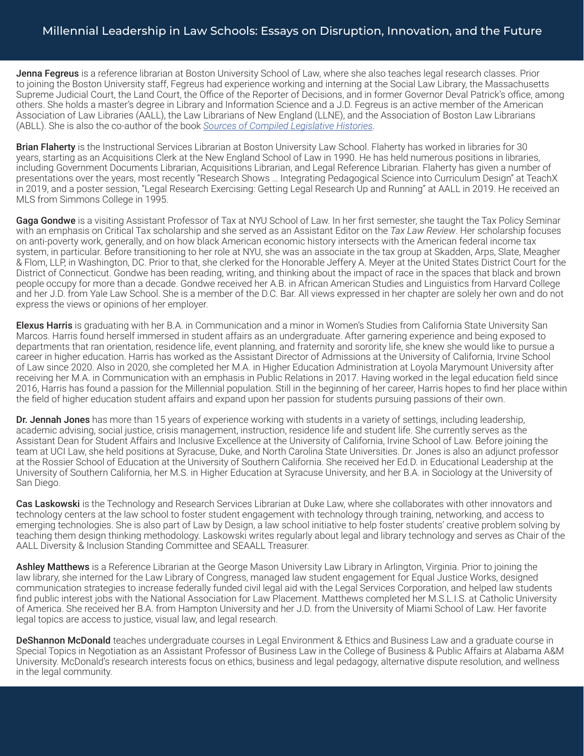**Jenna Fegreus** is a reference librarian at Boston University School of Law, where she also teaches legal research classes. Prior to joining the Boston University staff, Fegreus had experience working and interning at the Social Law Library, the Massachusetts Supreme Judicial Court, the Land Court, the Office of the Reporter of Decisions, and in former Governor Deval Patrick's office, among others. She holds a master's degree in Library and Information Science and a J.D. Fegreus is an active member of the American Association of Law Libraries (AALL), the Law Librarians of New England (LLNE), and the Association of Boston Law Librarians (ABLL). She is also the co-author of the book *Sources of Compiled Legislative Histories*.

**Brian Flaherty** is the Instructional Services Librarian at Boston University Law School. Flaherty has worked in libraries for 30 years, starting as an Acquisitions Clerk at the New England School of Law in 1990. He has held numerous positions in libraries, including Government Documents Librarian, Acquisitions Librarian, and Legal Reference Librarian. Flaherty has given a number of presentations over the years, most recently "Research Shows … Integrating Pedagogical Science into Curriculum Design" at TeachX in 2019, and a poster session, "Legal Research Exercising: Getting Legal Research Up and Running" at AALL in 2019. He received an MLS from Simmons College in 1995.

**Gaga Gondwe** is a visiting Assistant Professor of Tax at NYU School of Law. In her first semester, she taught the Tax Policy Seminar with an emphasis on Critical Tax scholarship and she served as an Assistant Editor on the *Tax Law Review*. Her scholarship focuses on anti-poverty work, generally, and on how black American economic history intersects with the American federal income tax system, in particular. Before transitioning to her role at NYU, she was an associate in the tax group at Skadden, Arps, Slate, Meagher & Flom, LLP, in Washington, DC. Prior to that, she clerked for the Honorable Jeffery A. Meyer at the United States District Court for the District of Connecticut. Gondwe has been reading, writing, and thinking about the impact of race in the spaces that black and brown people occupy for more than a decade. Gondwe received her A.B. in African American Studies and Linguistics from Harvard College and her J.D. from Yale Law School. She is a member of the D.C. Bar. All views expressed in her chapter are solely her own and do not express the views or opinions of her employer.

**Elexus Harris** is graduating with her B.A. in Communication and a minor in Women's Studies from California State University San Marcos. Harris found herself immersed in student affairs as an undergraduate. After garnering experience and being exposed to departments that ran orientation, residence life, event planning, and fraternity and sorority life, she knew she would like to pursue a career in higher education. Harris has worked as the Assistant Director of Admissions at the University of California, Irvine School of Law since 2020. Also in 2020, she completed her M.A. in Higher Education Administration at Loyola Marymount University after receiving her M.A. in Communication with an emphasis in Public Relations in 2017. Having worked in the legal education field since 2016, Harris has found a passion for the Millennial population. Still in the beginning of her career, Harris hopes to find her place within the field of higher education student affairs and expand upon her passion for students pursuing passions of their own.

**Dr. Jennah Jones** has more than 15 years of experience working with students in a variety of settings, including leadership, academic advising, social justice, crisis management, instruction, residence life and student life. She currently serves as the Assistant Dean for Student Affairs and Inclusive Excellence at the University of California, Irvine School of Law. Before joining the team at UCI Law, she held positions at Syracuse, Duke, and North Carolina State Universities. Dr. Jones is also an adjunct professor at the Rossier School of Education at the University of Southern California. She received her Ed.D. in Educational Leadership at the University of Southern California, her M.S. in Higher Education at Syracuse University, and her B.A. in Sociology at the University of San Diego.

**Cas Laskowski** is the Technology and Research Services Librarian at Duke Law, where she collaborates with other innovators and technology centers at the law school to foster student engagement with technology through training, networking, and access to emerging technologies. She is also part of Law by Design, a law school initiative to help foster students' creative problem solving by teaching them design thinking methodology. Laskowski writes regularly about legal and library technology and serves as Chair of the AALL Diversity & Inclusion Standing Committee and SEAALL Treasurer.

**Ashley Matthews** is a Reference Librarian at the George Mason University Law Library in Arlington, Virginia. Prior to joining the law library, she interned for the Law Library of Congress, managed law student engagement for Equal Justice Works, designed communication strategies to increase federally funded civil legal aid with the Legal Services Corporation, and helped law students find public interest jobs with the National Association for Law Placement. Matthews completed her M.S.L.I.S. at Catholic University of America. She received her B.A. from Hampton University and her J.D. from the University of Miami School of Law. Her favorite legal topics are access to justice, visual law, and legal research.

**DeShannon McDonald** teaches undergraduate courses in Legal Environment & Ethics and Business Law and a graduate course in Special Topics in Negotiation as an Assistant Professor of Business Law in the College of Business & Public Affairs at Alabama A&M University. McDonald's research interests focus on ethics, business and legal pedagogy, alternative dispute resolution, and wellness in the legal community.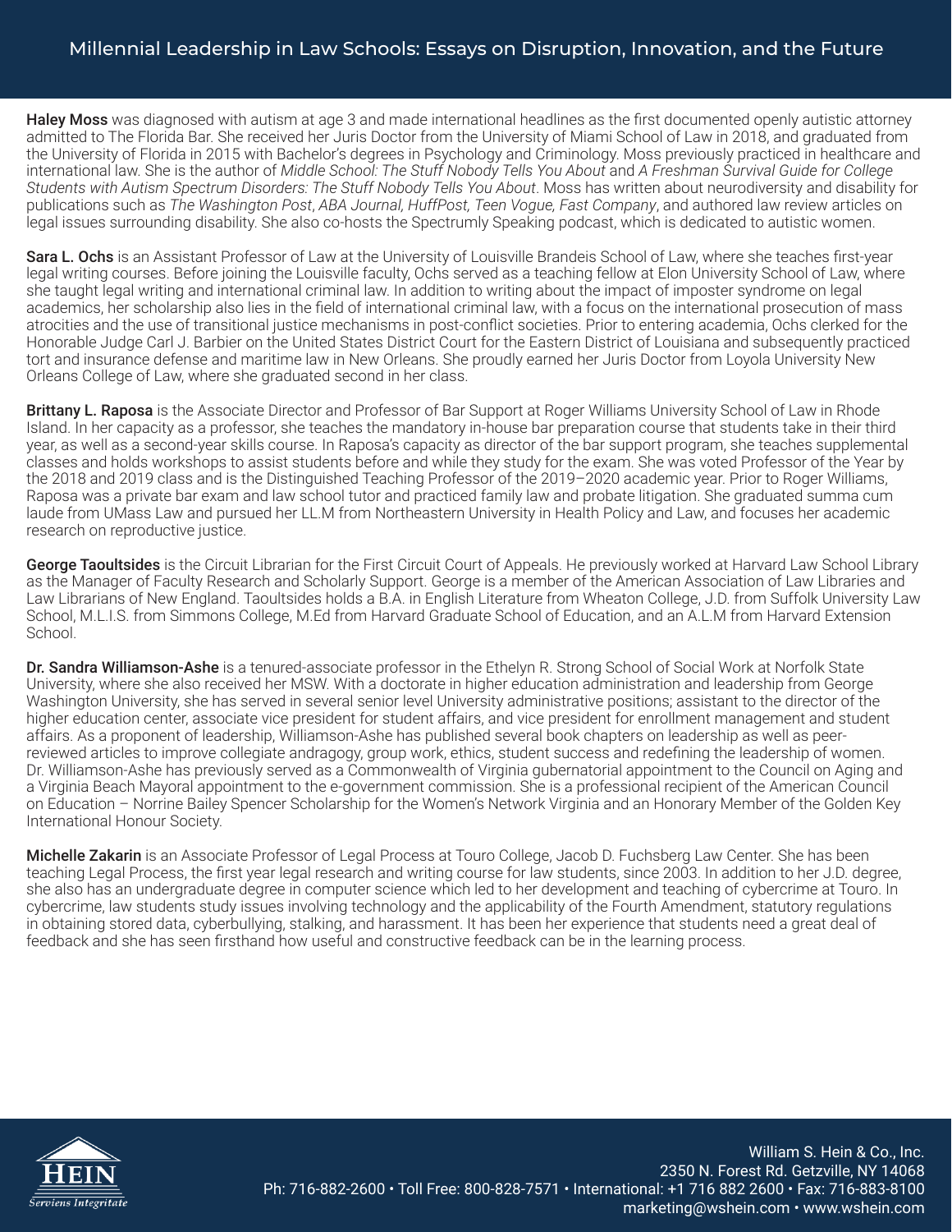**Haley Moss** was diagnosed with autism at age 3 and made international headlines as the first documented openly autistic attorney admitted to The Florida Bar. She received her Juris Doctor from the University of Miami School of Law in 2018, and graduated from the University of Florida in 2015 with Bachelor's degrees in Psychology and Criminology. Moss previously practiced in healthcare and international law. She is the author of *Middle School: The Stuff Nobody Tells You About* and *A Freshman Survival Guide for College Students with Autism Spectrum Disorders: The Stuff Nobody Tells You About*. Moss has written about neurodiversity and disability for publications such as *The Washington Post*, *ABA Journal, HuffPost, Teen Vogue, Fast Company*, and authored law review articles on legal issues surrounding disability. She also co-hosts the Spectrumly Speaking podcast, which is dedicated to autistic women.

**Sara L. Ochs** is an Assistant Professor of Law at the University of Louisville Brandeis School of Law, where she teaches first-year legal writing courses. Before joining the Louisville faculty, Ochs served as a teaching fellow at Elon University School of Law, where she taught legal writing and international criminal law. In addition to writing about the impact of imposter syndrome on legal academics, her scholarship also lies in the field of international criminal law, with a focus on the international prosecution of mass atrocities and the use of transitional justice mechanisms in post-conflict societies. Prior to entering academia, Ochs clerked for the Honorable Judge Carl J. Barbier on the United States District Court for the Eastern District of Louisiana and subsequently practiced tort and insurance defense and maritime law in New Orleans. She proudly earned her Juris Doctor from Loyola University New Orleans College of Law, where she graduated second in her class.

**Brittany L. Raposa** is the Associate Director and Professor of Bar Support at Roger Williams University School of Law in Rhode Island. In her capacity as a professor, she teaches the mandatory in-house bar preparation course that students take in their third year, as well as a second-year skills course. In Raposa's capacity as director of the bar support program, she teaches supplemental classes and holds workshops to assist students before and while they study for the exam. She was voted Professor of the Year by the 2018 and 2019 class and is the Distinguished Teaching Professor of the 2019–2020 academic year. Prior to Roger Williams, Raposa was a private bar exam and law school tutor and practiced family law and probate litigation. She graduated summa cum laude from UMass Law and pursued her LL.M from Northeastern University in Health Policy and Law, and focuses her academic research on reproductive justice.

**George Taoultsides** is the Circuit Librarian for the First Circuit Court of Appeals. He previously worked at Harvard Law School Library as the Manager of Faculty Research and Scholarly Support. George is a member of the American Association of Law Libraries and Law Librarians of New England. Taoultsides holds a B.A. in English Literature from Wheaton College, J.D. from Suffolk University Law School, M.L.I.S. from Simmons College, M.Ed from Harvard Graduate School of Education, and an A.L.M from Harvard Extension School.

**Dr. Sandra Williamson-Ashe** is a tenured-associate professor in the Ethelyn R. Strong School of Social Work at Norfolk State University, where she also received her MSW. With a doctorate in higher education administration and leadership from George Washington University, she has served in several senior level University administrative positions; assistant to the director of the higher education center, associate vice president for student affairs, and vice president for enrollment management and student affairs. As a proponent of leadership, Williamson-Ashe has published several book chapters on leadership as well as peer-reviewed articles to improve collegiate andragogy, group work, ethics, student success and redefining the leadership of women. Dr. Williamson-Ashe has previously served as a Commonwealth of Virginia gubernatorial appointment to the Council on Aging and a Virginia Beach Mayoral appointment to the e-government commission. She is a professional recipient of the American Council on Education – Norrine Bailey Spencer Scholarship for the Women's Network Virginia and an Honorary Member of the Golden Key International Honour Society.

**Michelle Zakarin** is an Associate Professor of Legal Process at Touro College, Jacob D. Fuchsberg Law Center. She has been teaching Legal Process, the first year legal research and writing course for law students, since 2003. In addition to her J.D. degree, she also has an undergraduate degree in computer science which led to her development and teaching of cybercrime at Touro. In cybercrime, law students study issues involving technology and the applicability of the Fourth Amendment, statutory regulations in obtaining stored data, cyberbullying, stalking, and harassment. It has been her experience that students need a great deal of feedback and she has seen firsthand how useful and constructive feedback can be in the learning process.